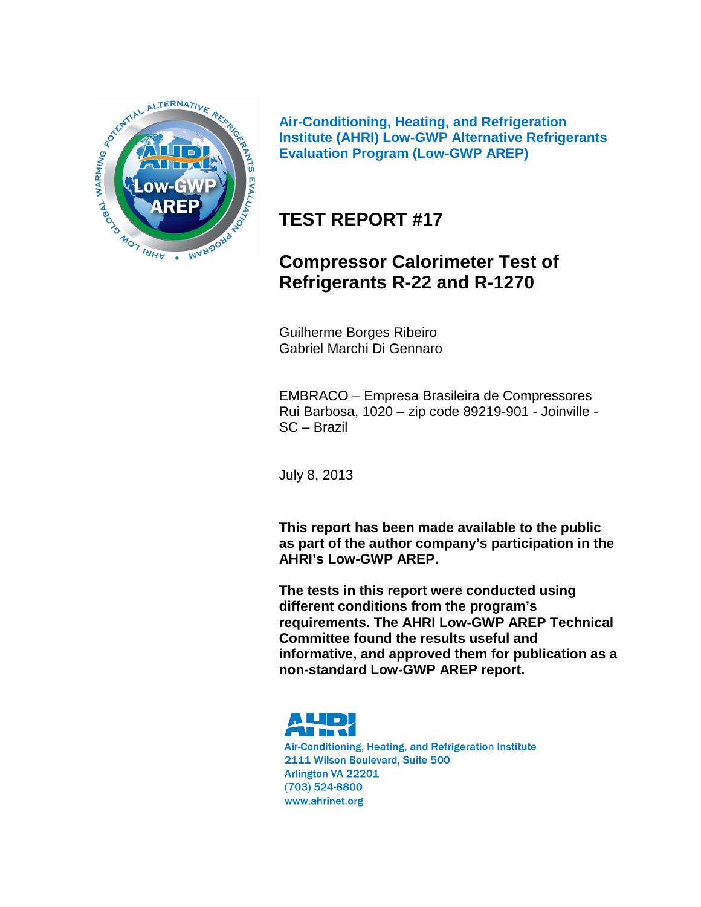**Air-Conditioning, Heating, and Refrigeration Institute (AHRI) Low-GWP Alternative Refrigerants Evaluation Program (Low-GWP AREP)**

# TEST REPORT #17

## Compressor Calorimeter Test of Refrigerants R-22 and R-1270

Guilherme Borges Ribeiro
Gabriel Marchi Di Gennaro

EMBRACO – Empresa Brasileira de Compressores
Rui Barbosa, 1020 – zip code 89219-901 - Joinville - SC – Brazil

July 8, 2013

**This report has been made available to the public as part of the author company's participation in the AHRI's Low-GWP AREP.**

**The tests in this report were conducted using different conditions from the program's requirements. The AHRI Low-GWP AREP Technical Committee found the results useful and informative, and approved them for publication as a non-standard Low-GWP AREP report.**

AHRI
Air-Conditioning, Heating, and Refrigeration Institute
2111 Wilson Boulevard, Suite 500
Arlington VA 22201
(703) 524-8800
www.ahrinet.org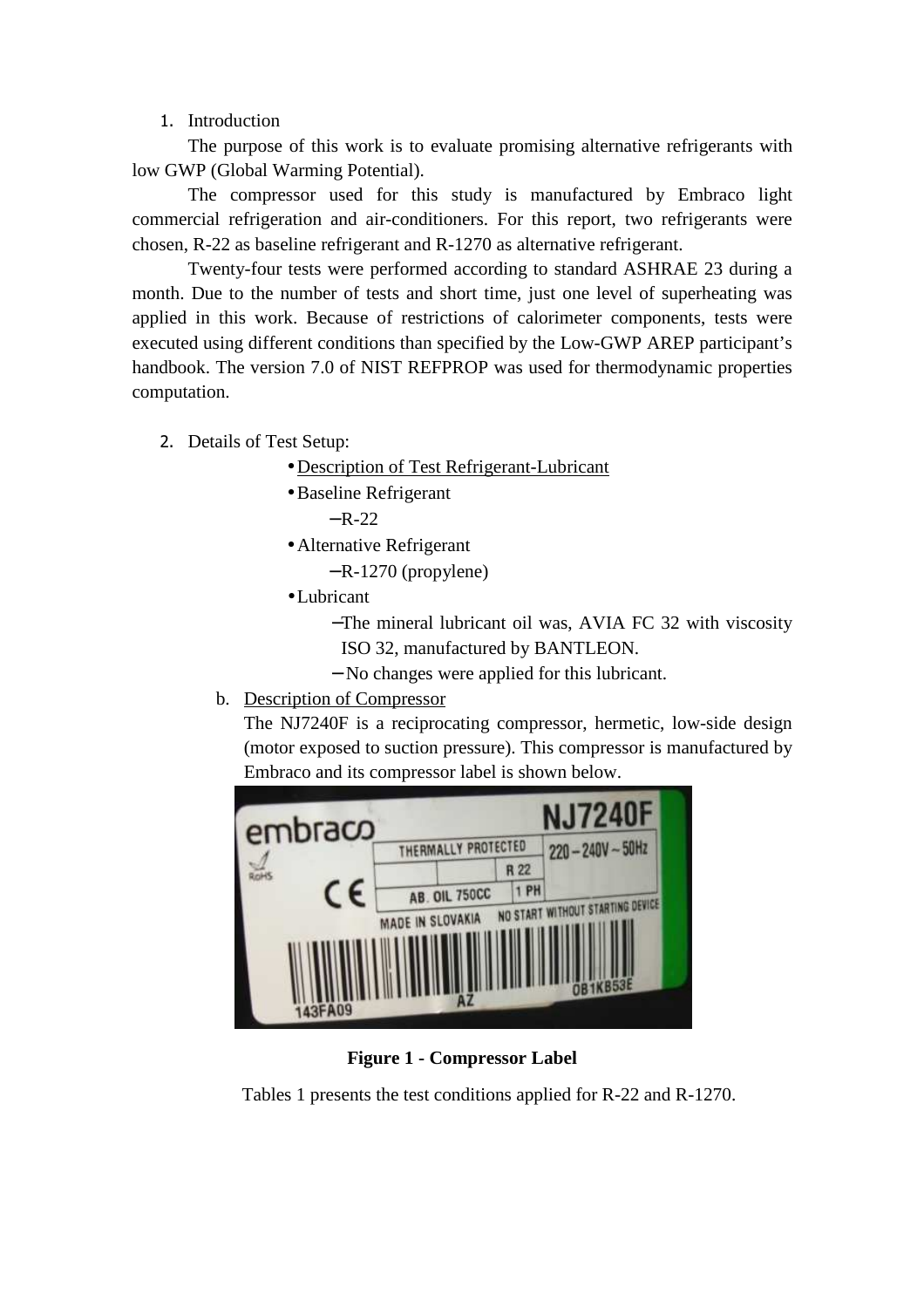1. Introduction

The purpose of this work is to evaluate promising alternative refrigerants with low GWP (Global Warming Potential).

The compressor used for this study is manufactured by Embraco light commercial refrigeration and air-conditioners. For this report, two refrigerants were chosen, R-22 as baseline refrigerant and R-1270 as alternative refrigerant.

Twenty-four tests were performed according to standard ASHRAE 23 during a month. Due to the number of tests and short time, just one level of superheating was applied in this work. Because of restrictions of calorimeter components, tests were executed using different conditions than specified by the Low-GWP AREP participant's handbook. The version 7.0 of NIST REFPROP was used for thermodynamic properties computation.

2. Details of Test Setup:
   - Description of Test Refrigerant-Lubricant
   - Baseline Refrigerant
     - R-22
   - Alternative Refrigerant
     - R-1270 (propylene)
   - Lubricant
     - The mineral lubricant oil was, AVIA FC 32 with viscosity ISO 32, manufactured by BANTLEON.
     - No changes were applied for this lubricant.

   b. Description of Compressor

   The NJ7240F is a reciprocating compressor, hermetic, low-side design (motor exposed to suction pressure). This compressor is manufactured by Embraco and its compressor label is shown below.

**Figure 1 - Compressor Label**

Tables 1 presents the test conditions applied for R-22 and R-1270.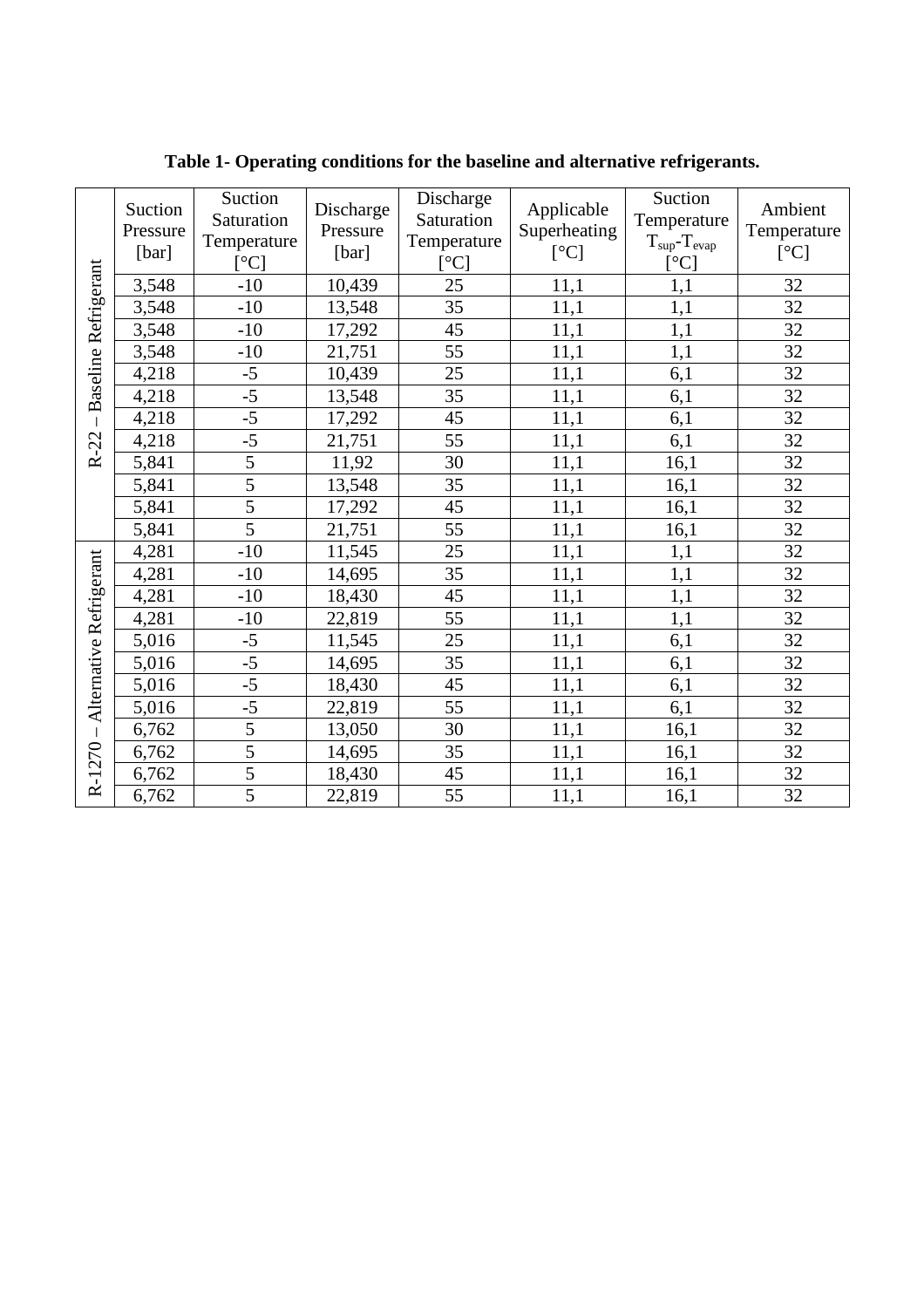**Table 1- Operating conditions for the baseline and alternative refrigerants.**

| | Suction Pressure [bar] | Suction Saturation Temperature [°C] | Discharge Pressure [bar] | Discharge Saturation Temperature [°C] | Applicable Superheating [°C] | Suction Temperature $T_{sup}$-$T_{evap}$ [°C] | Ambient Temperature [°C] |
|---|---|---|---|---|---|---|---|
| R-22 – Baseline Refrigerant | 3,548 | -10 | 10,439 | 25 | 11,1 | 1,1 | 32 |
| | 3,548 | -10 | 13,548 | 35 | 11,1 | 1,1 | 32 |
| | 3,548 | -10 | 17,292 | 45 | 11,1 | 1,1 | 32 |
| | 3,548 | -10 | 21,751 | 55 | 11,1 | 1,1 | 32 |
| | 4,218 | -5 | 10,439 | 25 | 11,1 | 6,1 | 32 |
| | 4,218 | -5 | 13,548 | 35 | 11,1 | 6,1 | 32 |
| | 4,218 | -5 | 17,292 | 45 | 11,1 | 6,1 | 32 |
| | 4,218 | -5 | 21,751 | 55 | 11,1 | 6,1 | 32 |
| | 5,841 | 5 | 11,92 | 30 | 11,1 | 16,1 | 32 |
| | 5,841 | 5 | 13,548 | 35 | 11,1 | 16,1 | 32 |
| | 5,841 | 5 | 17,292 | 45 | 11,1 | 16,1 | 32 |
| | 5,841 | 5 | 21,751 | 55 | 11,1 | 16,1 | 32 |
| R-1270 – Alternative Refrigerant | 4,281 | -10 | 11,545 | 25 | 11,1 | 1,1 | 32 |
| | 4,281 | -10 | 14,695 | 35 | 11,1 | 1,1 | 32 |
| | 4,281 | -10 | 18,430 | 45 | 11,1 | 1,1 | 32 |
| | 4,281 | -10 | 22,819 | 55 | 11,1 | 1,1 | 32 |
| | 5,016 | -5 | 11,545 | 25 | 11,1 | 6,1 | 32 |
| | 5,016 | -5 | 14,695 | 35 | 11,1 | 6,1 | 32 |
| | 5,016 | -5 | 18,430 | 45 | 11,1 | 6,1 | 32 |
| | 5,016 | -5 | 22,819 | 55 | 11,1 | 6,1 | 32 |
| | 6,762 | 5 | 13,050 | 30 | 11,1 | 16,1 | 32 |
| | 6,762 | 5 | 14,695 | 35 | 11,1 | 16,1 | 32 |
| | 6,762 | 5 | 18,430 | 45 | 11,1 | 16,1 | 32 |
| | 6,762 | 5 | 22,819 | 55 | 11,1 | 16,1 | 32 |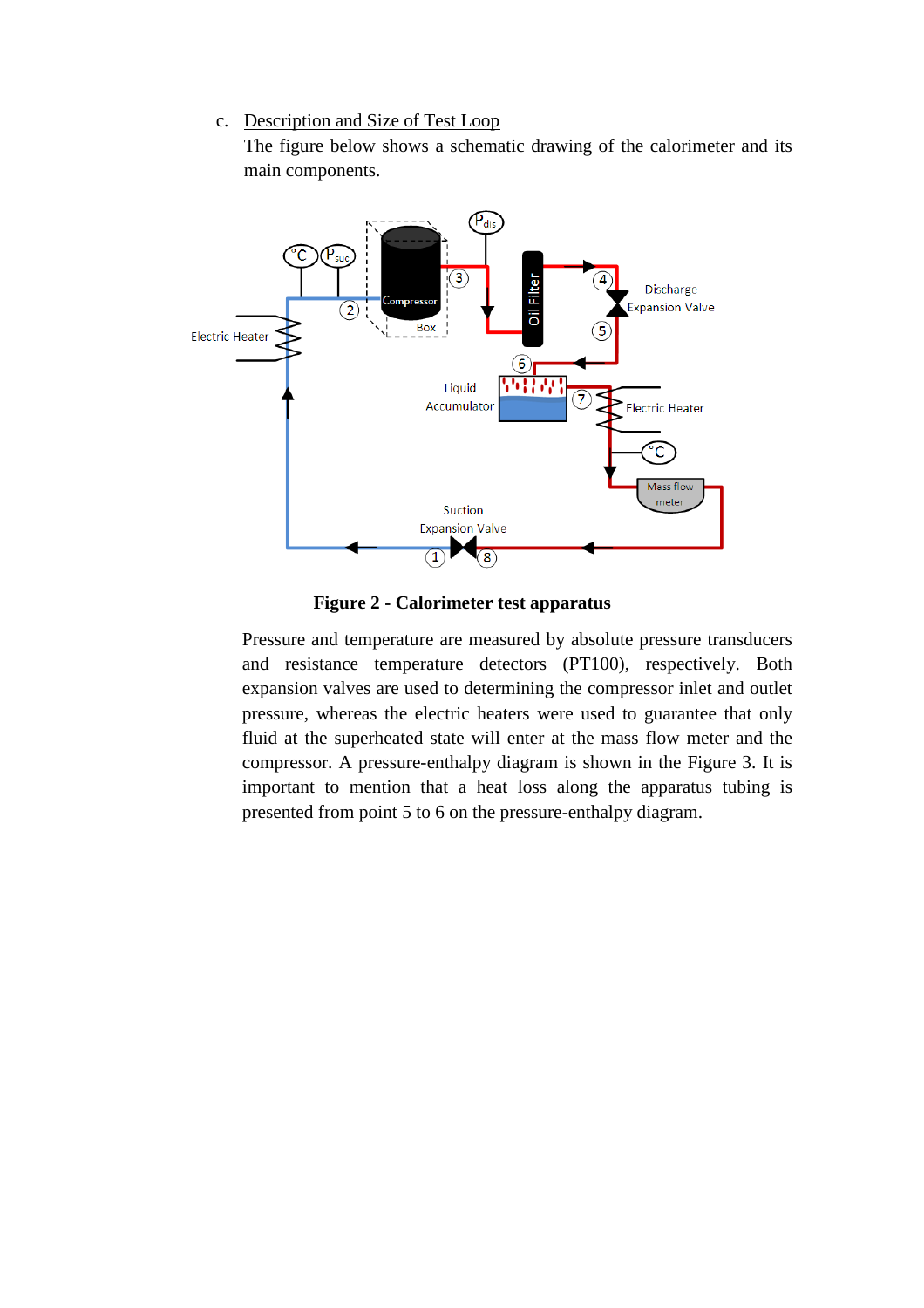c. <u>Description and Size of Test Loop</u>

The figure below shows a schematic drawing of the calorimeter and its main components.

**Figure 2 - Calorimeter test apparatus**

Pressure and temperature are measured by absolute pressure transducers and resistance temperature detectors (PT100), respectively. Both expansion valves are used to determining the compressor inlet and outlet pressure, whereas the electric heaters were used to guarantee that only fluid at the superheated state will enter at the mass flow meter and the compressor. A pressure-enthalpy diagram is shown in the Figure 3. It is important to mention that a heat loss along the apparatus tubing is presented from point 5 to 6 on the pressure-enthalpy diagram.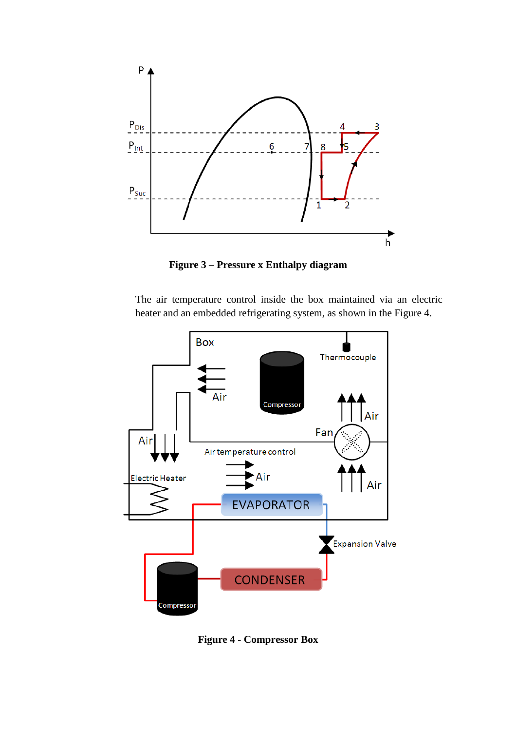**Figure 3 – Pressure x Enthalpy diagram**

The air temperature control inside the box maintained via an electric heater and an embedded refrigerating system, as shown in the Figure 4.

**Figure 4 - Compressor Box**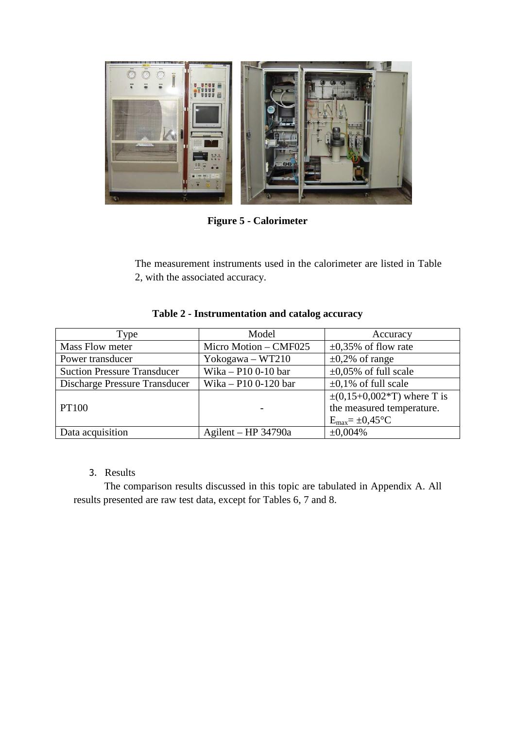Figure 5 - Calorimeter

The measurement instruments used in the calorimeter are listed in Table 2, with the associated accuracy.

**Table 2 - Instrumentation and catalog accuracy**

| Type | Model | Accuracy |
| --- | --- | --- |
| Mass Flow meter | Micro Motion – CMF025 | ±0,35% of flow rate |
| Power transducer | Yokogawa – WT210 | ±0,2% of range |
| Suction Pressure Transducer | Wika – P10 0-10 bar | ±0,05% of full scale |
| Discharge Pressure Transducer | Wika – P10 0-120 bar | ±0,1% of full scale |
| PT100 | - | ±(0,15+0,002*T) where T is the measured temperature. $E_{max}$= ±0,45°C |
| Data acquisition | Agilent – HP 34790a | ±0,004% |

3. Results

The comparison results discussed in this topic are tabulated in Appendix A. All results presented are raw test data, except for Tables 6, 7 and 8.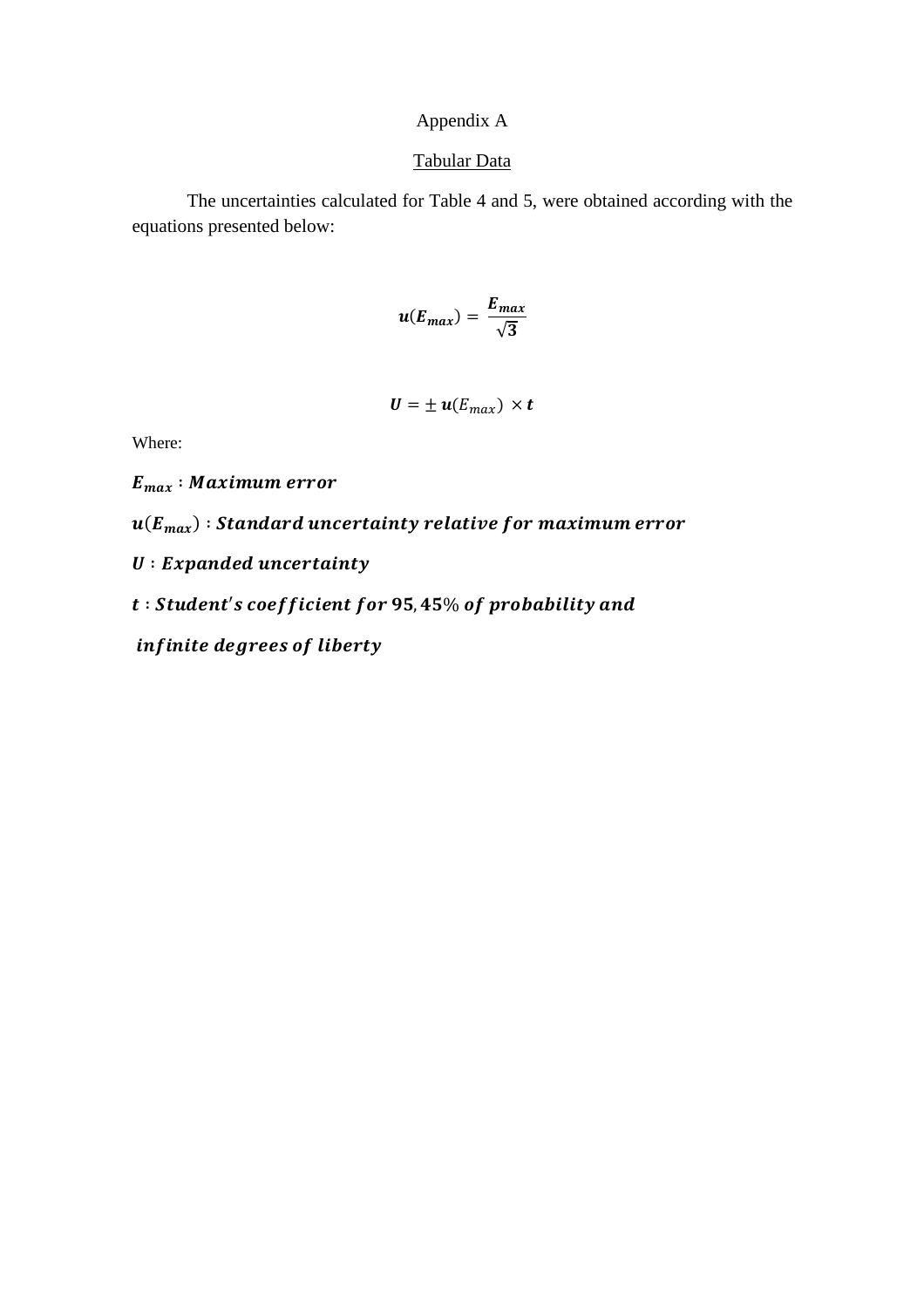# Appendix A

## Tabular Data

The uncertainties calculated for Table 4 and 5, were obtained according with the equations presented below:

$$\boldsymbol{u}(\boldsymbol{E_{max}}) = \frac{\boldsymbol{E_{max}}}{\sqrt{\boldsymbol{3}}}$$

$$\boldsymbol{U} = \pm\, \boldsymbol{u}(E_{max}) \times \boldsymbol{t}$$

Where:

$\boldsymbol{E_{max}}$ : $\boldsymbol{Maximum\ error}$

$\boldsymbol{u}(\boldsymbol{E_{max}})$ : $\boldsymbol{Standard\ uncertainty\ relative\ for\ maximum\ error}$

$\boldsymbol{U}$ : $\boldsymbol{Expanded\ uncertainty}$

$\boldsymbol{t}$ : $\boldsymbol{Student's\ coefficient\ for\ 95,45\%\ of\ probability\ and}$

$\boldsymbol{infinite\ degrees\ of\ liberty}$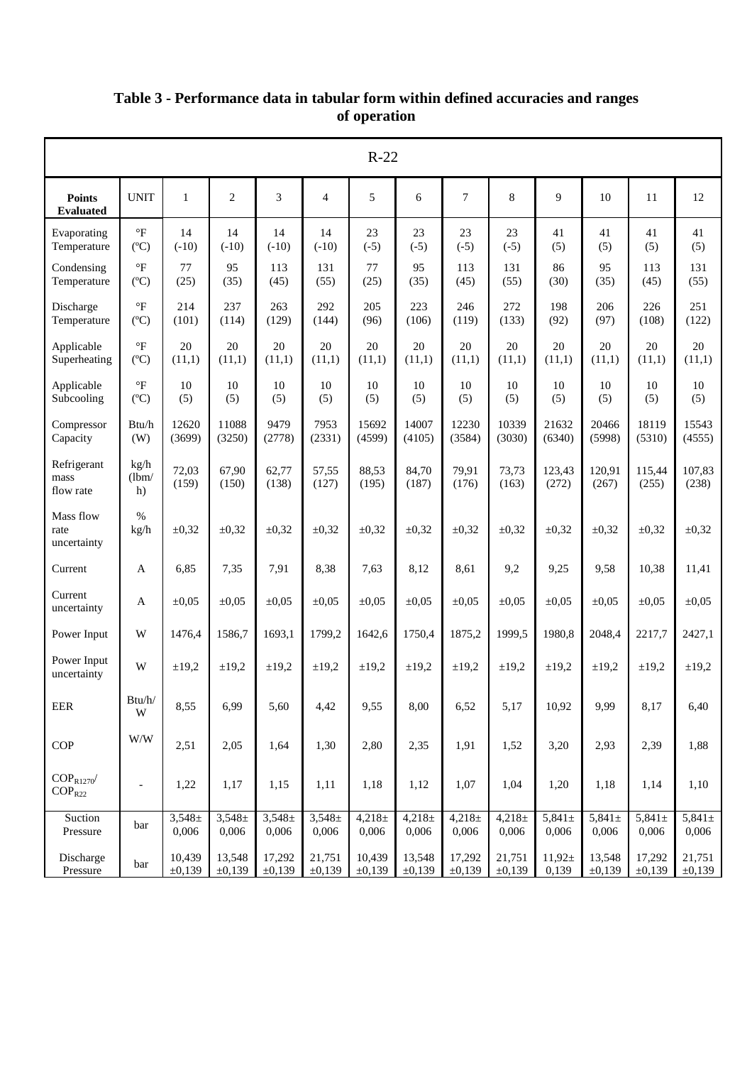**Table 3 - Performance data in tabular form within defined accuracies and ranges of operation**

| R-22 | | | | | | | | | | | | | |
|---|---|---|---|---|---|---|---|---|---|---|---|---|---|
| **Points Evaluated** | UNIT | 1 | 2 | 3 | 4 | 5 | 6 | 7 | 8 | 9 | 10 | 11 | 12 |
| Evaporating Temperature | °F (°C) | 14 (-10) | 14 (-10) | 14 (-10) | 14 (-10) | 23 (-5) | 23 (-5) | 23 (-5) | 23 (-5) | 41 (5) | 41 (5) | 41 (5) | 41 (5) |
| Condensing Temperature | °F (°C) | 77 (25) | 95 (35) | 113 (45) | 131 (55) | 77 (25) | 95 (35) | 113 (45) | 131 (55) | 86 (30) | 95 (35) | 113 (45) | 131 (55) |
| Discharge Temperature | °F (°C) | 214 (101) | 237 (114) | 263 (129) | 292 (144) | 205 (96) | 223 (106) | 246 (119) | 272 (133) | 198 (92) | 206 (97) | 226 (108) | 251 (122) |
| Applicable Superheating | °F (°C) | 20 (11,1) | 20 (11,1) | 20 (11,1) | 20 (11,1) | 20 (11,1) | 20 (11,1) | 20 (11,1) | 20 (11,1) | 20 (11,1) | 20 (11,1) | 20 (11,1) | 20 (11,1) |
| Applicable Subcooling | °F (°C) | 10 (5) | 10 (5) | 10 (5) | 10 (5) | 10 (5) | 10 (5) | 10 (5) | 10 (5) | 10 (5) | 10 (5) | 10 (5) | 10 (5) |
| Compressor Capacity | Btu/h (W) | 12620 (3699) | 11088 (3250) | 9479 (2778) | 7953 (2331) | 15692 (4599) | 14007 (4105) | 12230 (3584) | 10339 (3030) | 21632 (6340) | 20466 (5998) | 18119 (5310) | 15543 (4555) |
| Refrigerant mass flow rate | kg/h (lbm/h) | 72,03 (159) | 67,90 (150) | 62,77 (138) | 57,55 (127) | 88,53 (195) | 84,70 (187) | 79,91 (176) | 73,73 (163) | 123,43 (272) | 120,91 (267) | 115,44 (255) | 107,83 (238) |
| Mass flow rate uncertainty | % kg/h | ±0,32 | ±0,32 | ±0,32 | ±0,32 | ±0,32 | ±0,32 | ±0,32 | ±0,32 | ±0,32 | ±0,32 | ±0,32 | ±0,32 |
| Current | A | 6,85 | 7,35 | 7,91 | 8,38 | 7,63 | 8,12 | 8,61 | 9,2 | 9,25 | 9,58 | 10,38 | 11,41 |
| Current uncertainty | A | ±0,05 | ±0,05 | ±0,05 | ±0,05 | ±0,05 | ±0,05 | ±0,05 | ±0,05 | ±0,05 | ±0,05 | ±0,05 | ±0,05 |
| Power Input | W | 1476,4 | 1586,7 | 1693,1 | 1799,2 | 1642,6 | 1750,4 | 1875,2 | 1999,5 | 1980,8 | 2048,4 | 2217,7 | 2427,1 |
| Power Input uncertainty | W | ±19,2 | ±19,2 | ±19,2 | ±19,2 | ±19,2 | ±19,2 | ±19,2 | ±19,2 | ±19,2 | ±19,2 | ±19,2 | ±19,2 |
| EER | Btu/h/W | 8,55 | 6,99 | 5,60 | 4,42 | 9,55 | 8,00 | 6,52 | 5,17 | 10,92 | 9,99 | 8,17 | 6,40 |
| COP | W/W | 2,51 | 2,05 | 1,64 | 1,30 | 2,80 | 2,35 | 1,91 | 1,52 | 3,20 | 2,93 | 2,39 | 1,88 |
| $COP_{R1270}/COP_{R22}$ | - | 1,22 | 1,17 | 1,15 | 1,11 | 1,18 | 1,12 | 1,07 | 1,04 | 1,20 | 1,18 | 1,14 | 1,10 |
| Suction Pressure | bar | 3,548± 0,006 | 3,548± 0,006 | 3,548± 0,006 | 3,548± 0,006 | 4,218± 0,006 | 4,218± 0,006 | 4,218± 0,006 | 4,218± 0,006 | 5,841± 0,006 | 5,841± 0,006 | 5,841± 0,006 | 5,841± 0,006 |
| Discharge Pressure | bar | 10,439 ±0,139 | 13,548 ±0,139 | 17,292 ±0,139 | 21,751 ±0,139 | 10,439 ±0,139 | 13,548 ±0,139 | 17,292 ±0,139 | 21,751 ±0,139 | 11,92± 0,139 | 13,548 ±0,139 | 17,292 ±0,139 | 21,751 ±0,139 |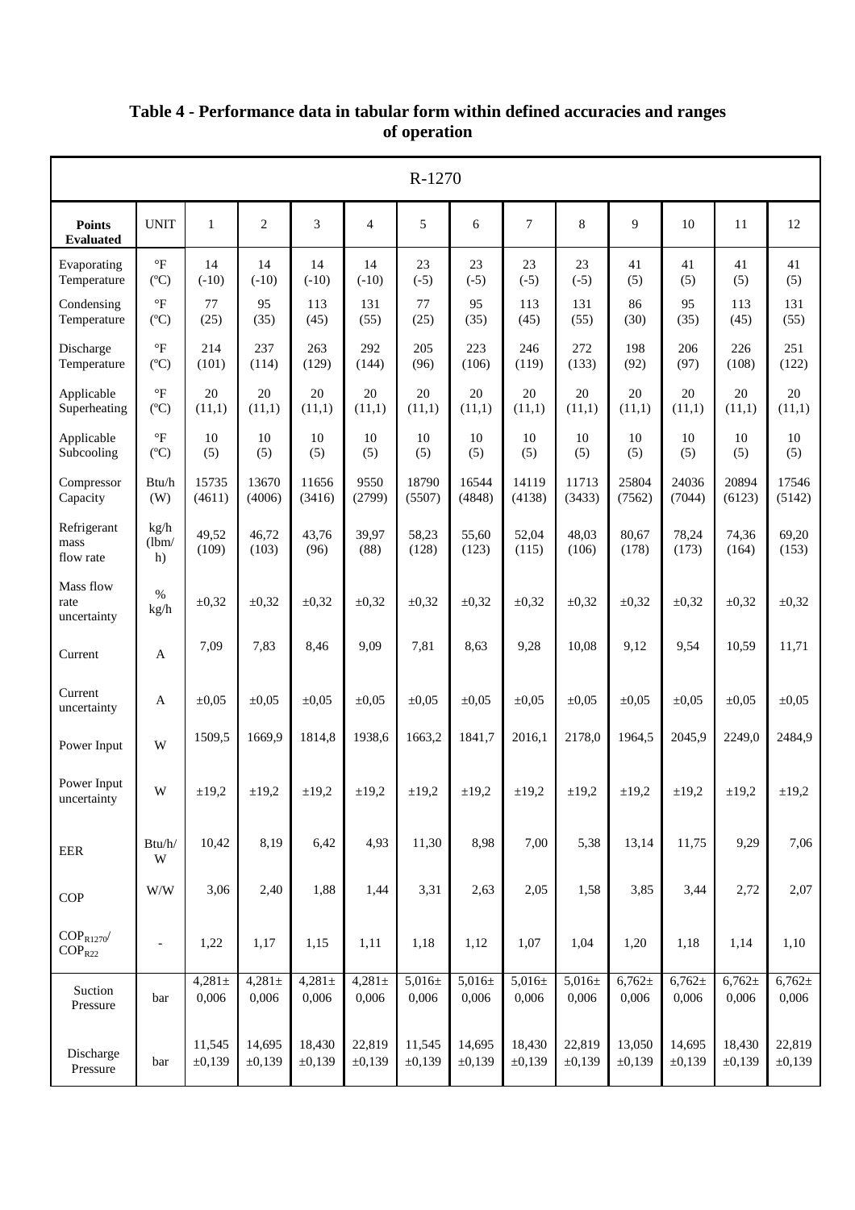**Table 4 - Performance data in tabular form within defined accuracies and ranges of operation**

| R-1270 | | | | | | | | | | | | | |
|---|---|---|---|---|---|---|---|---|---|---|---|---|---|
| **Points Evaluated** | UNIT | 1 | 2 | 3 | 4 | 5 | 6 | 7 | 8 | 9 | 10 | 11 | 12 |
| Evaporating Temperature | °F (ºC) | 14 (-10) | 14 (-10) | 14 (-10) | 14 (-10) | 23 (-5) | 23 (-5) | 23 (-5) | 23 (-5) | 41 (5) | 41 (5) | 41 (5) | 41 (5) |
| Condensing Temperature | °F (ºC) | 77 (25) | 95 (35) | 113 (45) | 131 (55) | 77 (25) | 95 (35) | 113 (45) | 131 (55) | 86 (30) | 95 (35) | 113 (45) | 131 (55) |
| Discharge Temperature | °F (ºC) | 214 (101) | 237 (114) | 263 (129) | 292 (144) | 205 (96) | 223 (106) | 246 (119) | 272 (133) | 198 (92) | 206 (97) | 226 (108) | 251 (122) |
| Applicable Superheating | °F (ºC) | 20 (11,1) | 20 (11,1) | 20 (11,1) | 20 (11,1) | 20 (11,1) | 20 (11,1) | 20 (11,1) | 20 (11,1) | 20 (11,1) | 20 (11,1) | 20 (11,1) | 20 (11,1) |
| Applicable Subcooling | °F (ºC) | 10 (5) | 10 (5) | 10 (5) | 10 (5) | 10 (5) | 10 (5) | 10 (5) | 10 (5) | 10 (5) | 10 (5) | 10 (5) | 10 (5) |
| Compressor Capacity | Btu/h (W) | 15735 (4611) | 13670 (4006) | 11656 (3416) | 9550 (2799) | 18790 (5507) | 16544 (4848) | 14119 (4138) | 11713 (3433) | 25804 (7562) | 24036 (7044) | 20894 (6123) | 17546 (5142) |
| Refrigerant mass flow rate | kg/h (lbm/h) | 49,52 (109) | 46,72 (103) | 43,76 (96) | 39,97 (88) | 58,23 (128) | 55,60 (123) | 52,04 (115) | 48,03 (106) | 80,67 (178) | 78,24 (173) | 74,36 (164) | 69,20 (153) |
| Mass flow rate uncertainty | % kg/h | ±0,32 | ±0,32 | ±0,32 | ±0,32 | ±0,32 | ±0,32 | ±0,32 | ±0,32 | ±0,32 | ±0,32 | ±0,32 | ±0,32 |
| Current | A | 7,09 | 7,83 | 8,46 | 9,09 | 7,81 | 8,63 | 9,28 | 10,08 | 9,12 | 9,54 | 10,59 | 11,71 |
| Current uncertainty | A | ±0,05 | ±0,05 | ±0,05 | ±0,05 | ±0,05 | ±0,05 | ±0,05 | ±0,05 | ±0,05 | ±0,05 | ±0,05 | ±0,05 |
| Power Input | W | 1509,5 | 1669,9 | 1814,8 | 1938,6 | 1663,2 | 1841,7 | 2016,1 | 2178,0 | 1964,5 | 2045,9 | 2249,0 | 2484,9 |
| Power Input uncertainty | W | ±19,2 | ±19,2 | ±19,2 | ±19,2 | ±19,2 | ±19,2 | ±19,2 | ±19,2 | ±19,2 | ±19,2 | ±19,2 | ±19,2 |
| EER | Btu/h/W | 10,42 | 8,19 | 6,42 | 4,93 | 11,30 | 8,98 | 7,00 | 5,38 | 13,14 | 11,75 | 9,29 | 7,06 |
| COP | W/W | 3,06 | 2,40 | 1,88 | 1,44 | 3,31 | 2,63 | 2,05 | 1,58 | 3,85 | 3,44 | 2,72 | 2,07 |
| $COP_{R1270}/COP_{R22}$ | - | 1,22 | 1,17 | 1,15 | 1,11 | 1,18 | 1,12 | 1,07 | 1,04 | 1,20 | 1,18 | 1,14 | 1,10 |
| Suction Pressure | bar | 4,281± 0,006 | 4,281± 0,006 | 4,281± 0,006 | 4,281± 0,006 | 5,016± 0,006 | 5,016± 0,006 | 5,016± 0,006 | 5,016± 0,006 | 6,762± 0,006 | 6,762± 0,006 | 6,762± 0,006 | 6,762± 0,006 |
| Discharge Pressure | bar | 11,545 ±0,139 | 14,695 ±0,139 | 18,430 ±0,139 | 22,819 ±0,139 | 11,545 ±0,139 | 14,695 ±0,139 | 18,430 ±0,139 | 22,819 ±0,139 | 13,050 ±0,139 | 14,695 ±0,139 | 18,430 ±0,139 | 22,819 ±0,139 |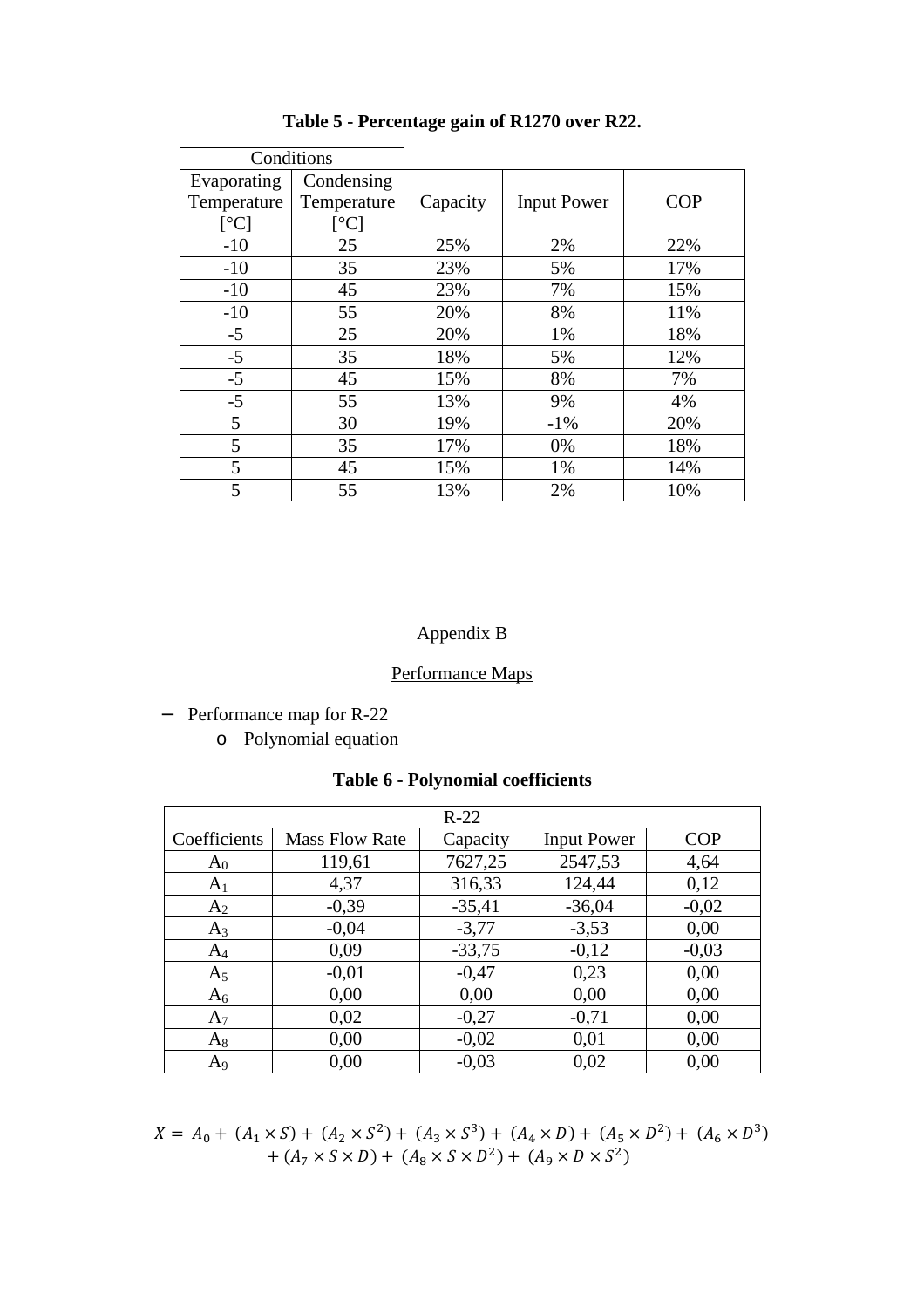**Table 5 - Percentage gain of R1270 over R22.**

| Conditions | | | | |
|---|---|---|---|---|
| Evaporating Temperature [°C] | Condensing Temperature [°C] | Capacity | Input Power | COP |
| -10 | 25 | 25% | 2% | 22% |
| -10 | 35 | 23% | 5% | 17% |
| -10 | 45 | 23% | 7% | 15% |
| -10 | 55 | 20% | 8% | 11% |
| -5 | 25 | 20% | 1% | 18% |
| -5 | 35 | 18% | 5% | 12% |
| -5 | 45 | 15% | 8% | 7% |
| -5 | 55 | 13% | 9% | 4% |
| 5 | 30 | 19% | -1% | 20% |
| 5 | 35 | 17% | 0% | 18% |
| 5 | 45 | 15% | 1% | 14% |
| 5 | 55 | 13% | 2% | 10% |

Appendix B

Performance Maps

- Performance map for R-22
    - Polynomial equation

**Table 6 - Polynomial coefficients**

| R-22 | | | | |
|---|---|---|---|---|
| Coefficients | Mass Flow Rate | Capacity | Input Power | COP |
| $A_0$ | 119,61 | 7627,25 | 2547,53 | 4,64 |
| $A_1$ | 4,37 | 316,33 | 124,44 | 0,12 |
| $A_2$ | -0,39 | -35,41 | -36,04 | -0,02 |
| $A_3$ | -0,04 | -3,77 | -3,53 | 0,00 |
| $A_4$ | 0,09 | -33,75 | -0,12 | -0,03 |
| $A_5$ | -0,01 | -0,47 | 0,23 | 0,00 |
| $A_6$ | 0,00 | 0,00 | 0,00 | 0,00 |
| $A_7$ | 0,02 | -0,27 | -0,71 | 0,00 |
| $A_8$ | 0,00 | -0,02 | 0,01 | 0,00 |
| $A_9$ | 0,00 | -0,03 | 0,02 | 0,00 |

$$X = A_0 + (A_1 \times S) + (A_2 \times S^2) + (A_3 \times S^3) + (A_4 \times D) + (A_5 \times D^2) + (A_6 \times D^3) + (A_7 \times S \times D) + (A_8 \times S \times D^2) + (A_9 \times D \times S^2)$$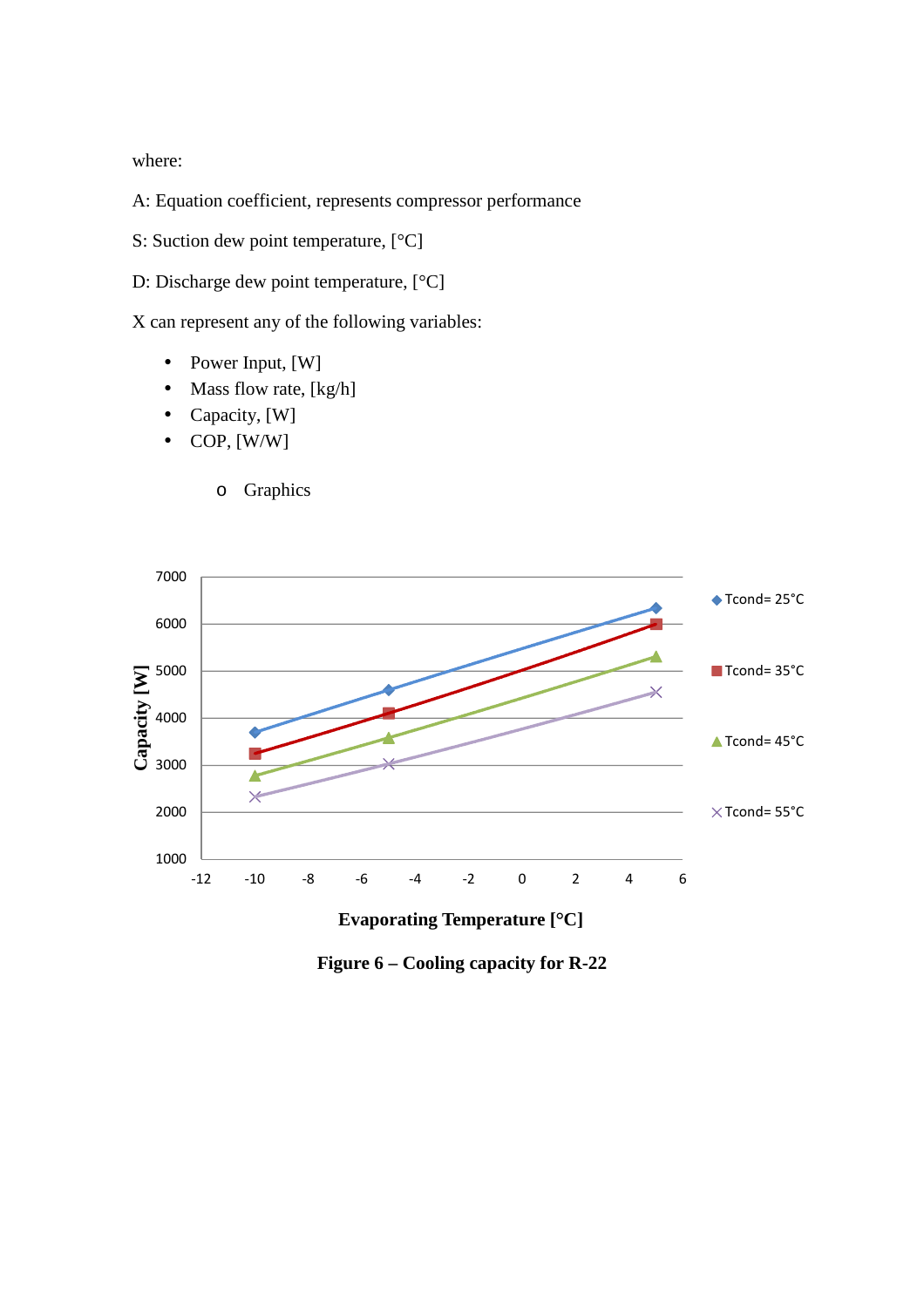where:

A: Equation coefficient, represents compressor performance

S: Suction dew point temperature, [°C]

D: Discharge dew point temperature, [°C]

X can represent any of the following variables:

- Power Input, [W]
- Mass flow rate, [kg/h]
- Capacity, [W]
- COP, [W/W]

  - Graphics

**Figure 6 – Cooling capacity for R-22**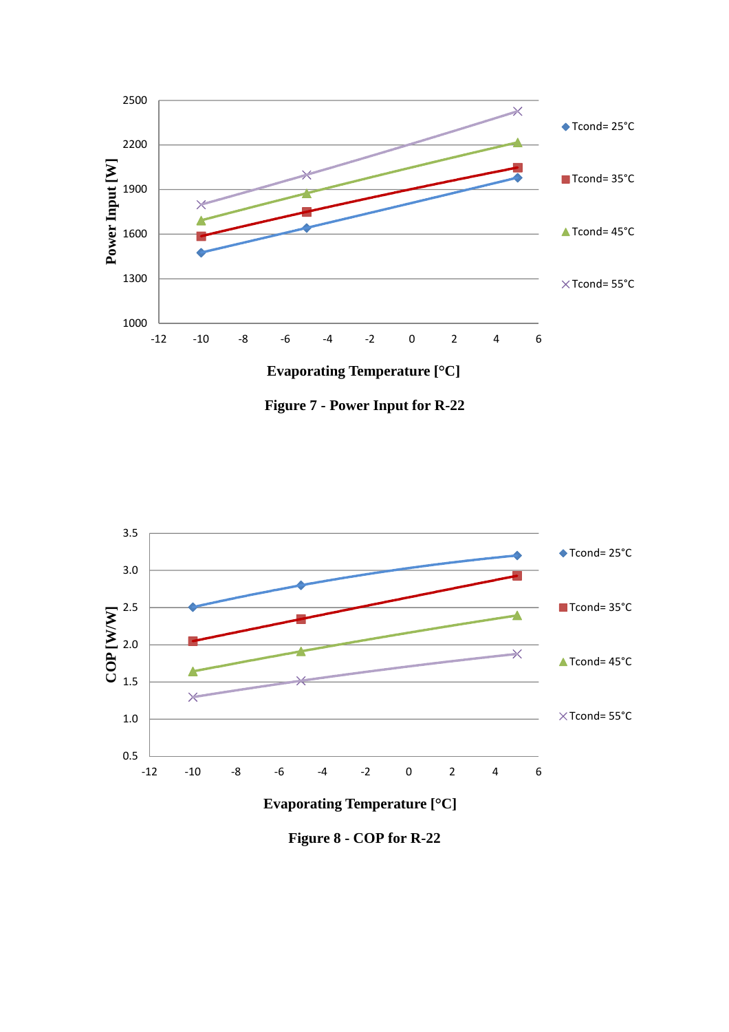Figure 7 - Power Input for R-22

Figure 8 - COP for R-22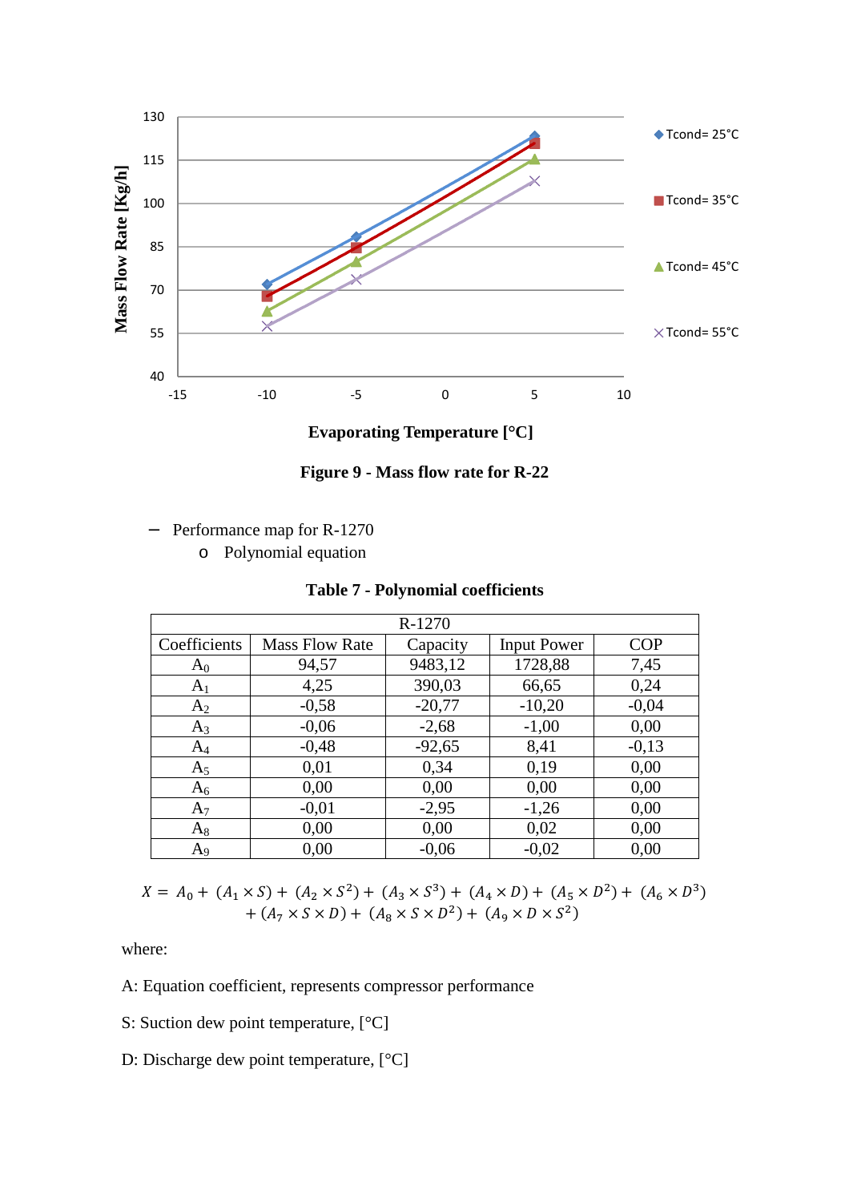Figure 9 - Mass flow rate for R-22

- Performance map for R-1270
  - Polynomial equation

**Table 7 - Polynomial coefficients**

| R-1270 | | | | |
|---|---|---|---|---|
| Coefficients | Mass Flow Rate | Capacity | Input Power | COP |
| $A_0$ | 94,57 | 9483,12 | 1728,88 | 7,45 |
| $A_1$ | 4,25 | 390,03 | 66,65 | 0,24 |
| $A_2$ | -0,58 | -20,77 | -10,20 | -0,04 |
| $A_3$ | -0,06 | -2,68 | -1,00 | 0,00 |
| $A_4$ | -0,48 | -92,65 | 8,41 | -0,13 |
| $A_5$ | 0,01 | 0,34 | 0,19 | 0,00 |
| $A_6$ | 0,00 | 0,00 | 0,00 | 0,00 |
| $A_7$ | -0,01 | -2,95 | -1,26 | 0,00 |
| $A_8$ | 0,00 | 0,00 | 0,02 | 0,00 |
| $A_9$ | 0,00 | -0,06 | -0,02 | 0,00 |

$$X = A_0 + (A_1 \times S) + (A_2 \times S^2) + (A_3 \times S^3) + (A_4 \times D) + (A_5 \times D^2) + (A_6 \times D^3) + (A_7 \times S \times D) + (A_8 \times S \times D^2) + (A_9 \times D \times S^2)$$

where:

A: Equation coefficient, represents compressor performance

S: Suction dew point temperature, [°C]

D: Discharge dew point temperature, [°C]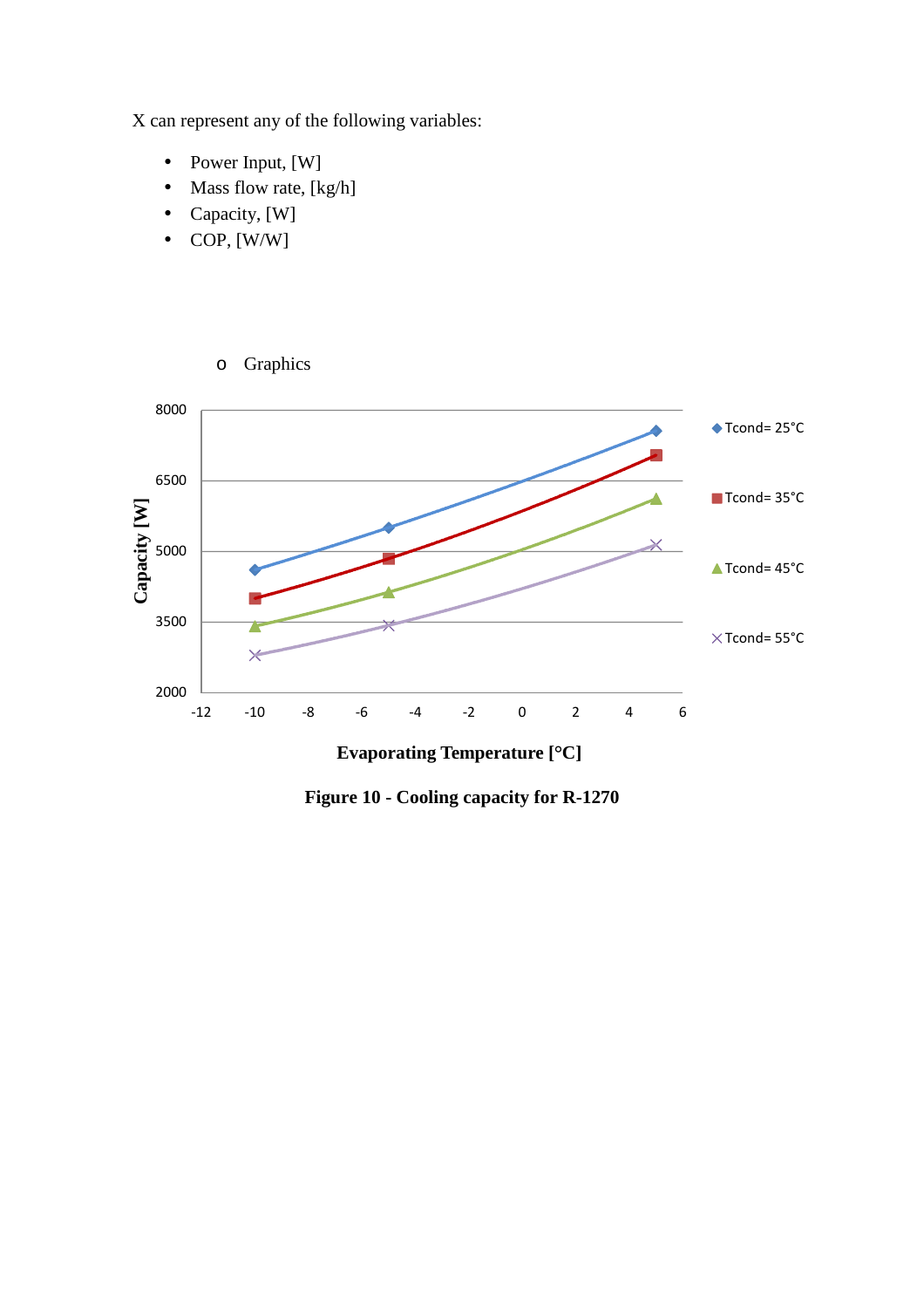X can represent any of the following variables:

- Power Input, [W]
- Mass flow rate, [kg/h]
- Capacity, [W]
- COP, [W/W]

- Graphics

**Figure 10 - Cooling capacity for R-1270**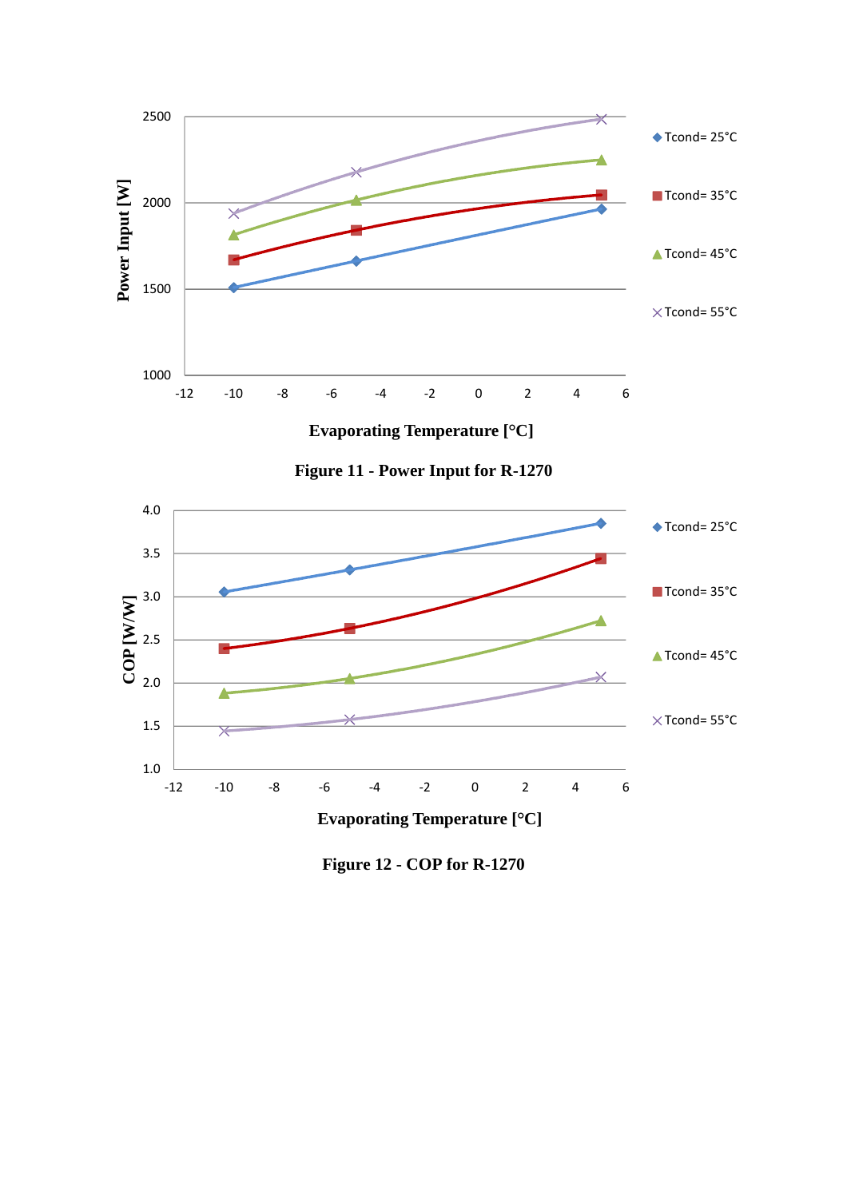Figure 11 - Power Input for R-1270

Figure 12 - COP for R-1270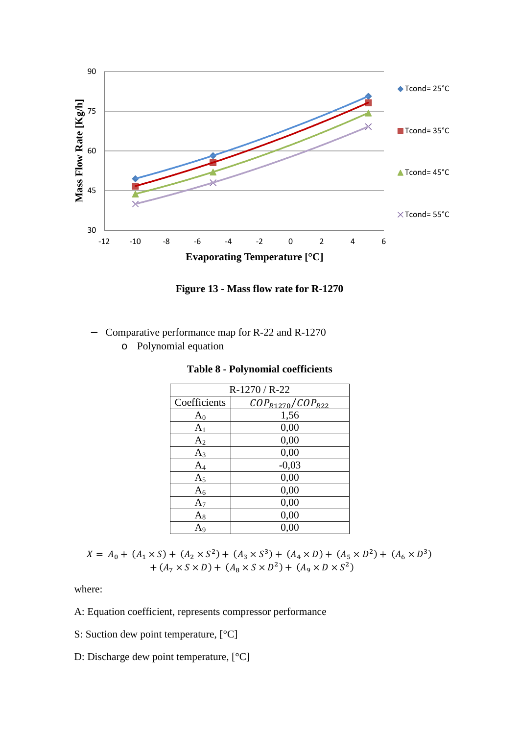**Figure 13 - Mass flow rate for R-1270**

- Comparative performance map for R-22 and R-1270
    - Polynomial equation

**Table 8 - Polynomial coefficients**

| R-1270 / R-22 | |
|---|---|
| Coefficients | $COP_{R1270}/COP_{R22}$ |
| $A_0$ | 1,56 |
| $A_1$ | 0,00 |
| $A_2$ | 0,00 |
| $A_3$ | 0,00 |
| $A_4$ | -0,03 |
| $A_5$ | 0,00 |
| $A_6$ | 0,00 |
| $A_7$ | 0,00 |
| $A_8$ | 0,00 |
| $A_9$ | 0,00 |

$$X = A_0 + (A_1 \times S) + (A_2 \times S^2) + (A_3 \times S^3) + (A_4 \times D) + (A_5 \times D^2) + (A_6 \times D^3) + (A_7 \times S \times D) + (A_8 \times S \times D^2) + (A_9 \times D \times S^2)$$

where:

A: Equation coefficient, represents compressor performance

S: Suction dew point temperature, [°C]

D: Discharge dew point temperature, [°C]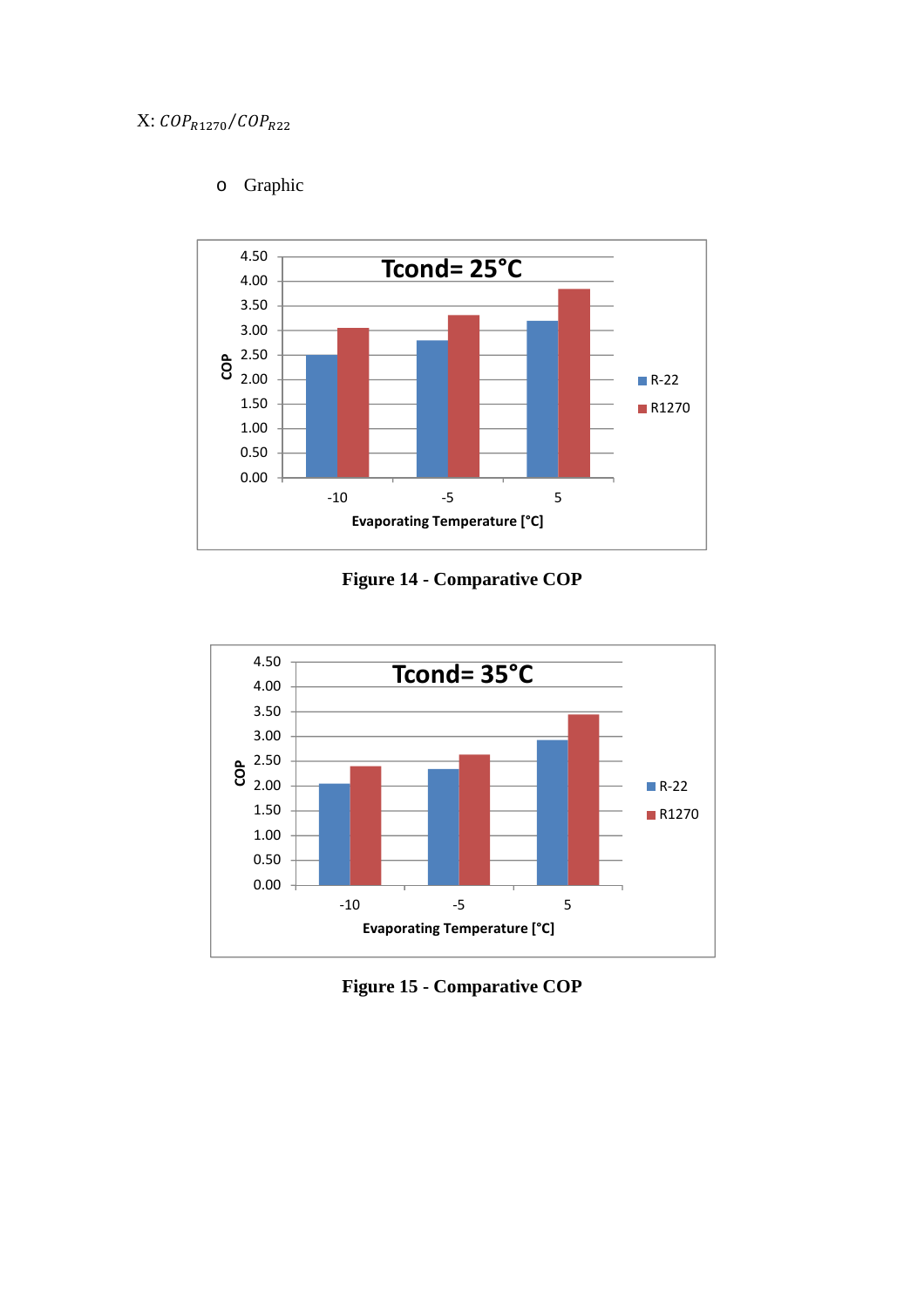X: $COP_{R1270}/COP_{R22}$

- Graphic

Figure 14 - Comparative COP

Figure 15 - Comparative COP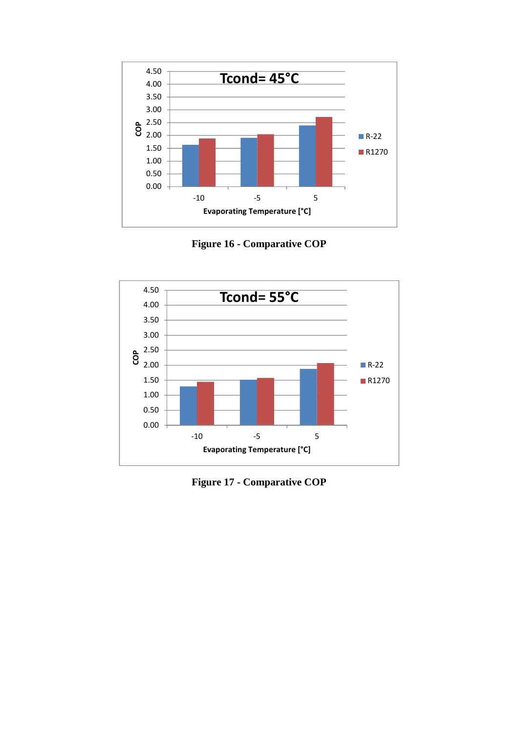Tcond= 45°C

4.50
4.00
3.50
3.00
2.50
2.00
1.50
1.00
0.50
0.00

COP

-10
-5
5

Evaporating Temperature [°C]

R-22
R1270

**Figure 16 - Comparative COP**

Tcond= 55°C

4.50
4.00
3.50
3.00
2.50
2.00
1.50
1.00
0.50
0.00

COP

-10
-5
5

Evaporating Temperature [°C]

R-22
R1270

**Figure 17 - Comparative COP**